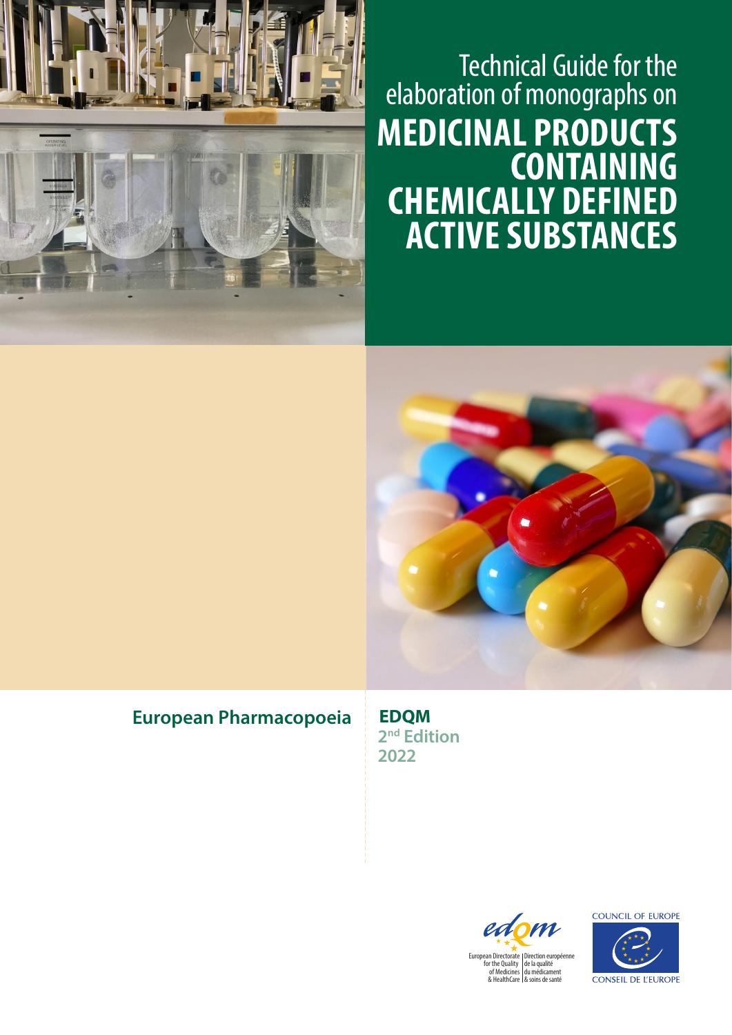# Technical Guide for the elaboration of monographs on MEDICINAL PRODUCTS CONTAINING CHEMICALLY DEFINED ACTIVE SUBSTANCES

**European Pharmacopoeia**

**EDQM**
**2nd Edition**
**2022**

European Directorate for the Quality of Medicines & HealthCare | Direction européenne de la qualité du médicament & soins de santé

COUNCIL OF EUROPE
CONSEIL DE L'EUROPE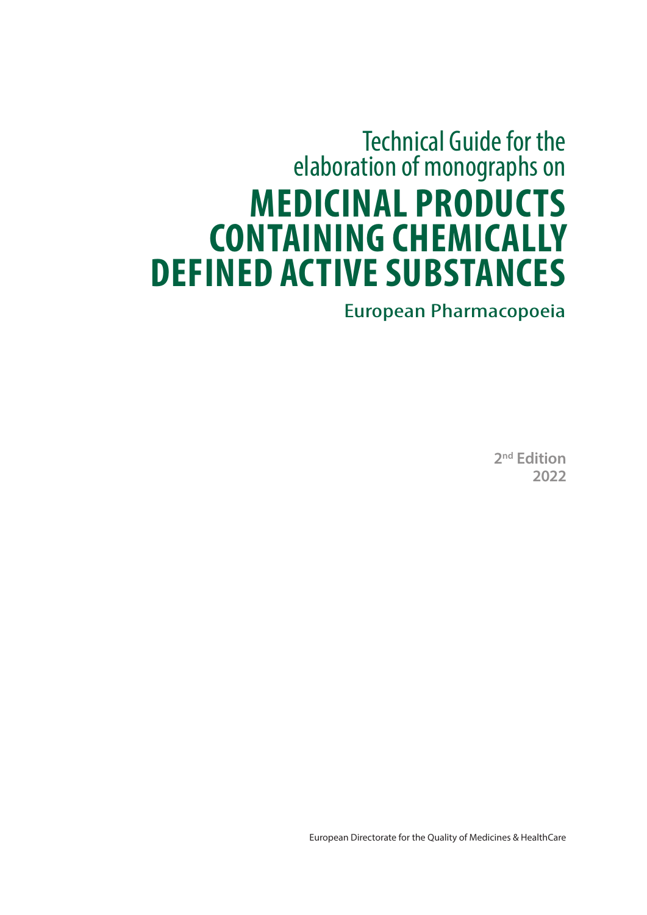# Technical Guide for the elaboration of monographs on

# MEDICINAL PRODUCTS CONTAINING CHEMICALLY DEFINED ACTIVE SUBSTANCES

## European Pharmacopoeia

**2nd Edition**
**2022**

European Directorate for the Quality of Medicines & HealthCare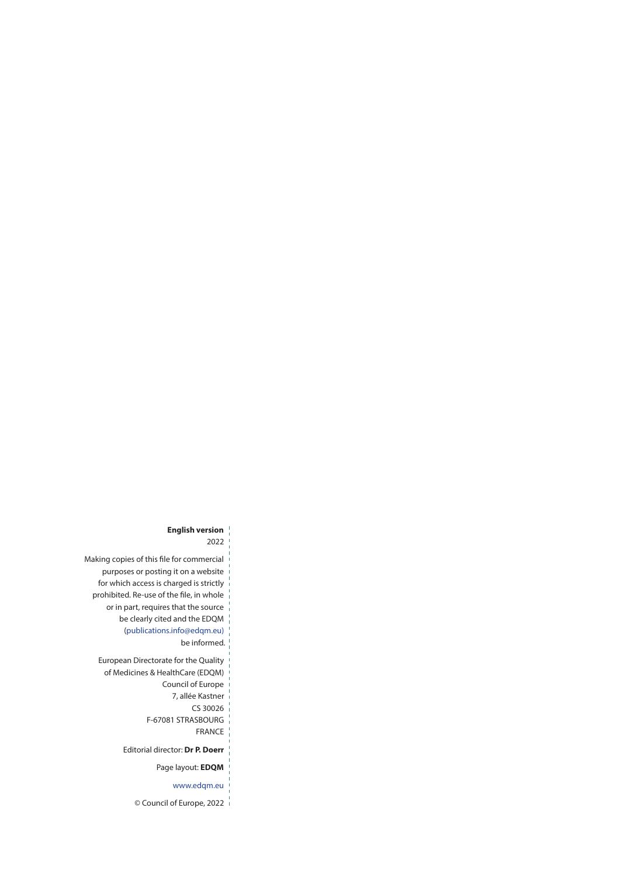**English version**
2022

Making copies of this file for commercial purposes or posting it on a website for which access is charged is strictly prohibited. Re-use of the file, in whole or in part, requires that the source be clearly cited and the EDQM (publications.info@edqm.eu) be informed.

European Directorate for the Quality of Medicines & HealthCare (EDQM)
Council of Europe
7, allée Kastner
CS 30026
F-67081 STRASBOURG
FRANCE

Editorial director: **Dr P. Doerr**

Page layout: **EDQM**

www.edqm.eu

© Council of Europe, 2022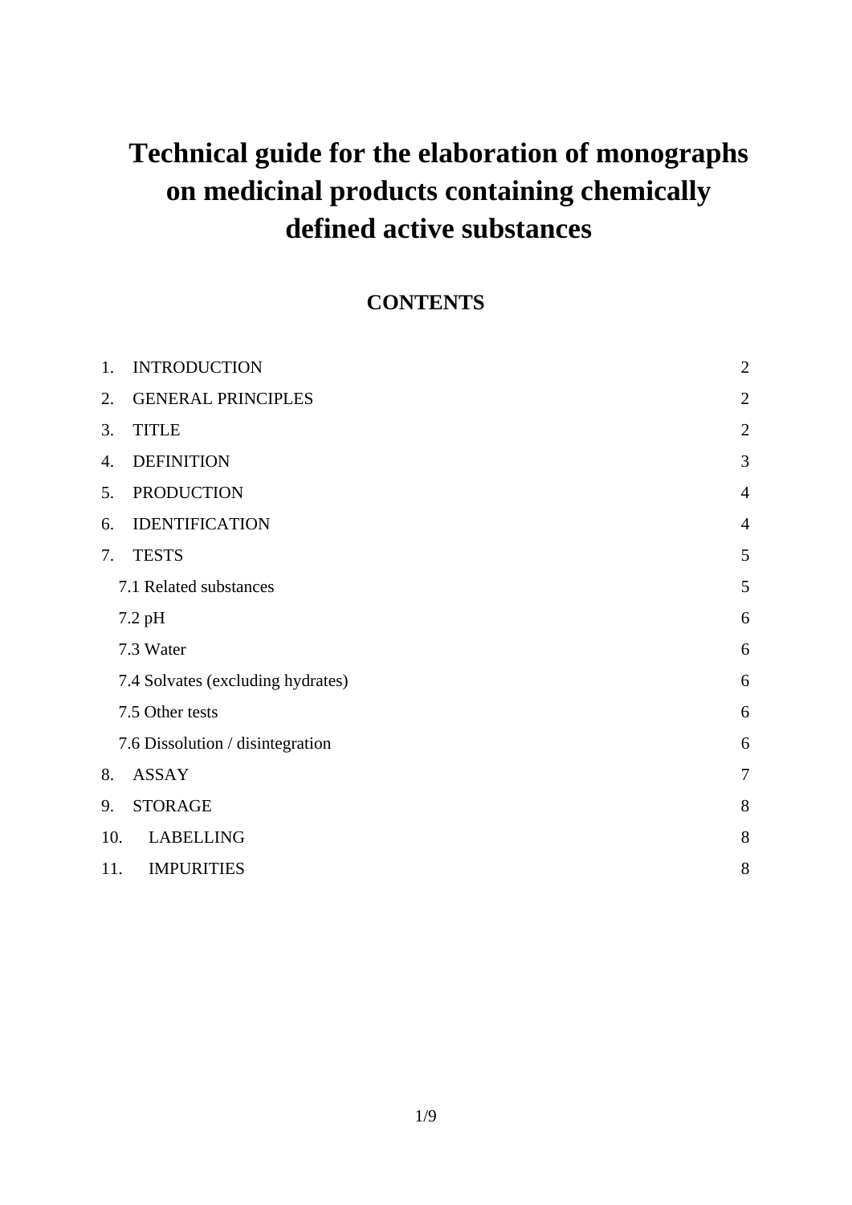# Technical guide for the elaboration of monographs on medicinal products containing chemically defined active substances

## CONTENTS

| | |
|---|---|
| 1. INTRODUCTION | 2 |
| 2. GENERAL PRINCIPLES | 2 |
| 3. TITLE | 2 |
| 4. DEFINITION | 3 |
| 5. PRODUCTION | 4 |
| 6. IDENTIFICATION | 4 |
| 7. TESTS | 5 |
| 7.1 Related substances | 5 |
| 7.2 pH | 6 |
| 7.3 Water | 6 |
| 7.4 Solvates (excluding hydrates) | 6 |
| 7.5 Other tests | 6 |
| 7.6 Dissolution / disintegration | 6 |
| 8. ASSAY | 7 |
| 9. STORAGE | 8 |
| 10. LABELLING | 8 |
| 11. IMPURITIES | 8 |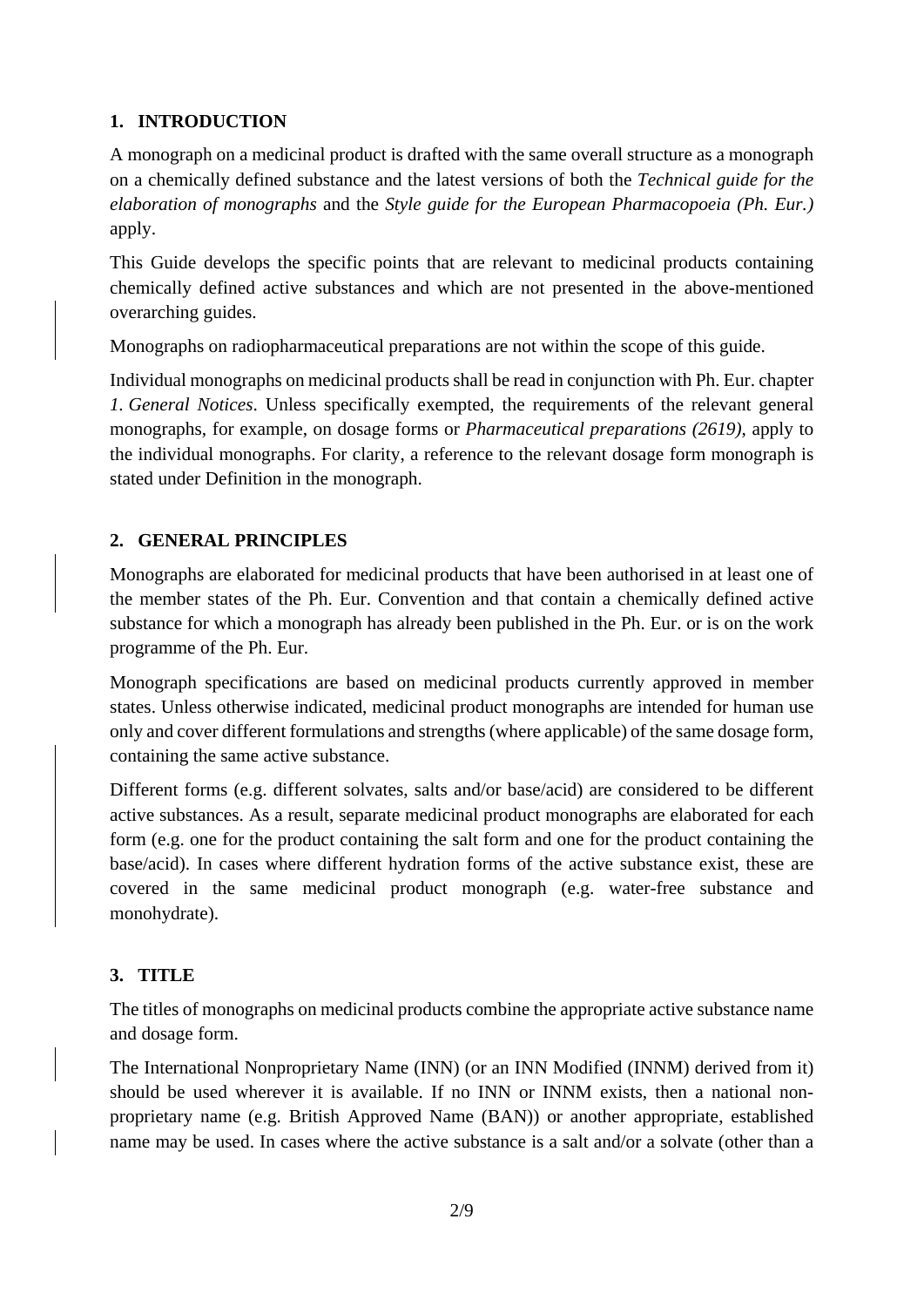## 1. INTRODUCTION

A monograph on a medicinal product is drafted with the same overall structure as a monograph on a chemically defined substance and the latest versions of both the *Technical guide for the elaboration of monographs* and the *Style guide for the European Pharmacopoeia (Ph. Eur.)* apply.

This Guide develops the specific points that are relevant to medicinal products containing chemically defined active substances and which are not presented in the above-mentioned overarching guides.

Monographs on radiopharmaceutical preparations are not within the scope of this guide.

Individual monographs on medicinal products shall be read in conjunction with Ph. Eur. chapter *1. General Notices*. Unless specifically exempted, the requirements of the relevant general monographs, for example, on dosage forms or *Pharmaceutical preparations (2619)*, apply to the individual monographs. For clarity, a reference to the relevant dosage form monograph is stated under Definition in the monograph.

## 2. GENERAL PRINCIPLES

Monographs are elaborated for medicinal products that have been authorised in at least one of the member states of the Ph. Eur. Convention and that contain a chemically defined active substance for which a monograph has already been published in the Ph. Eur. or is on the work programme of the Ph. Eur.

Monograph specifications are based on medicinal products currently approved in member states. Unless otherwise indicated, medicinal product monographs are intended for human use only and cover different formulations and strengths (where applicable) of the same dosage form, containing the same active substance.

Different forms (e.g. different solvates, salts and/or base/acid) are considered to be different active substances. As a result, separate medicinal product monographs are elaborated for each form (e.g. one for the product containing the salt form and one for the product containing the base/acid). In cases where different hydration forms of the active substance exist, these are covered in the same medicinal product monograph (e.g. water-free substance and monohydrate).

## 3. TITLE

The titles of monographs on medicinal products combine the appropriate active substance name and dosage form.

The International Nonproprietary Name (INN) (or an INN Modified (INNM) derived from it) should be used wherever it is available. If no INN or INNM exists, then a national non-proprietary name (e.g. British Approved Name (BAN)) or another appropriate, established name may be used. In cases where the active substance is a salt and/or a solvate (other than a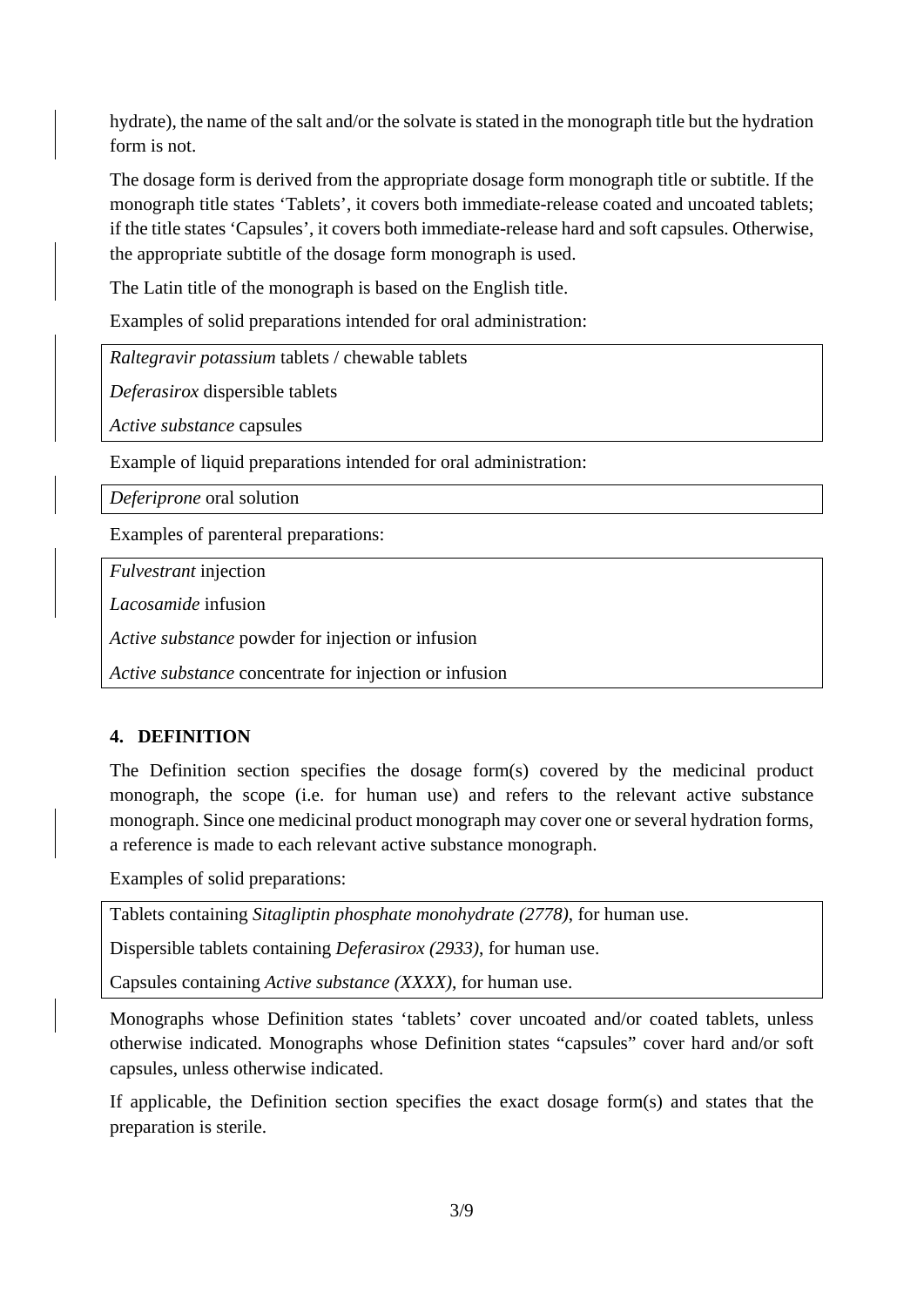hydrate), the name of the salt and/or the solvate is stated in the monograph title but the hydration form is not.

The dosage form is derived from the appropriate dosage form monograph title or subtitle. If the monograph title states 'Tablets', it covers both immediate-release coated and uncoated tablets; if the title states 'Capsules', it covers both immediate-release hard and soft capsules. Otherwise, the appropriate subtitle of the dosage form monograph is used.

The Latin title of the monograph is based on the English title.

Examples of solid preparations intended for oral administration:

| *Raltegravir potassium* tablets / chewable tablets |
|---|
| *Deferasirox* dispersible tablets |
| *Active substance* capsules |

Example of liquid preparations intended for oral administration:

| *Deferiprone* oral solution |
|---|

Examples of parenteral preparations:

| *Fulvestrant* injection |
|---|
| *Lacosamide* infusion |
| *Active substance* powder for injection or infusion |
| *Active substance* concentrate for injection or infusion |

## 4. DEFINITION

The Definition section specifies the dosage form(s) covered by the medicinal product monograph, the scope (i.e. for human use) and refers to the relevant active substance monograph. Since one medicinal product monograph may cover one or several hydration forms, a reference is made to each relevant active substance monograph.

Examples of solid preparations:

| Tablets containing *Sitagliptin phosphate monohydrate (2778)*, for human use. |
|---|
| Dispersible tablets containing *Deferasirox (2933)*, for human use. |
| Capsules containing *Active substance (XXXX)*, for human use. |

Monographs whose Definition states 'tablets' cover uncoated and/or coated tablets, unless otherwise indicated. Monographs whose Definition states "capsules" cover hard and/or soft capsules, unless otherwise indicated.

If applicable, the Definition section specifies the exact dosage form(s) and states that the preparation is sterile.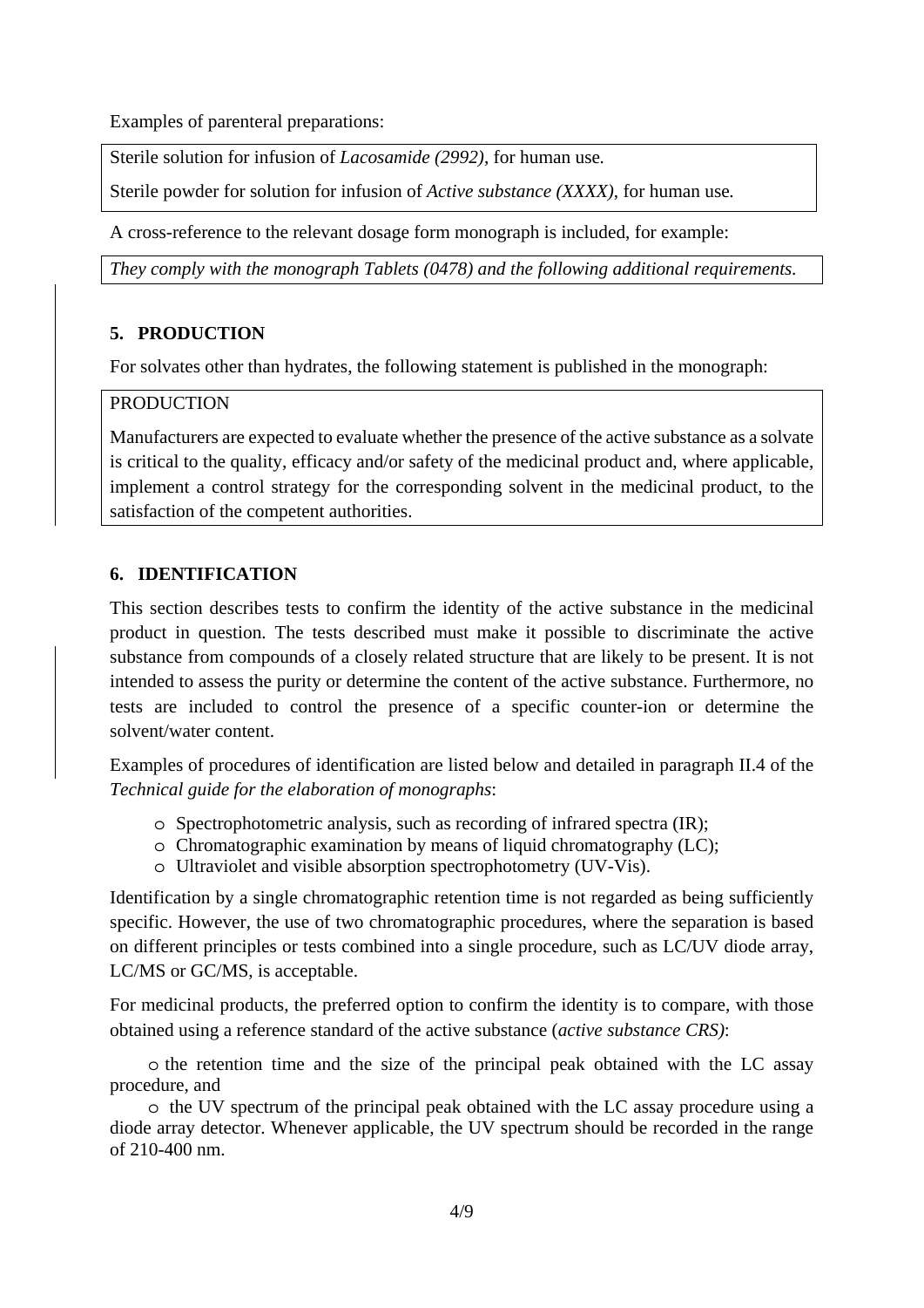Examples of parenteral preparations:

> Sterile solution for infusion of *Lacosamide (2992)*, for human use.
>
> Sterile powder for solution for infusion of *Active substance (XXXX)*, for human use.

A cross-reference to the relevant dosage form monograph is included, for example:

> *They comply with the monograph Tablets (0478) and the following additional requirements.*

## 5. PRODUCTION

For solvates other than hydrates, the following statement is published in the monograph:

> PRODUCTION
>
> Manufacturers are expected to evaluate whether the presence of the active substance as a solvate is critical to the quality, efficacy and/or safety of the medicinal product and, where applicable, implement a control strategy for the corresponding solvent in the medicinal product, to the satisfaction of the competent authorities.

## 6. IDENTIFICATION

This section describes tests to confirm the identity of the active substance in the medicinal product in question. The tests described must make it possible to discriminate the active substance from compounds of a closely related structure that are likely to be present. It is not intended to assess the purity or determine the content of the active substance. Furthermore, no tests are included to control the presence of a specific counter-ion or determine the solvent/water content.

Examples of procedures of identification are listed below and detailed in paragraph II.4 of the *Technical guide for the elaboration of monographs*:

- Spectrophotometric analysis, such as recording of infrared spectra (IR);
- Chromatographic examination by means of liquid chromatography (LC);
- Ultraviolet and visible absorption spectrophotometry (UV-Vis).

Identification by a single chromatographic retention time is not regarded as being sufficiently specific. However, the use of two chromatographic procedures, where the separation is based on different principles or tests combined into a single procedure, such as LC/UV diode array, LC/MS or GC/MS, is acceptable.

For medicinal products, the preferred option to confirm the identity is to compare, with those obtained using a reference standard of the active substance (*active substance CRS)*:

- the retention time and the size of the principal peak obtained with the LC assay procedure, and
- the UV spectrum of the principal peak obtained with the LC assay procedure using a diode array detector. Whenever applicable, the UV spectrum should be recorded in the range of 210-400 nm.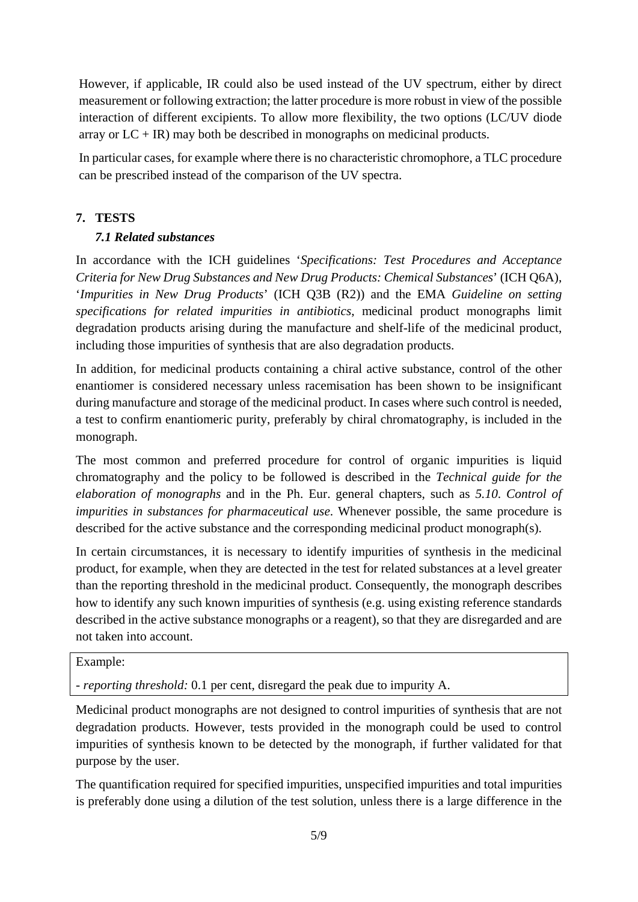However, if applicable, IR could also be used instead of the UV spectrum, either by direct measurement or following extraction; the latter procedure is more robust in view of the possible interaction of different excipients. To allow more flexibility, the two options (LC/UV diode array or LC + IR) may both be described in monographs on medicinal products.

In particular cases, for example where there is no characteristic chromophore, a TLC procedure can be prescribed instead of the comparison of the UV spectra.

## 7. TESTS

### *7.1 Related substances*

In accordance with the ICH guidelines '*Specifications: Test Procedures and Acceptance Criteria for New Drug Substances and New Drug Products: Chemical Substances*' (ICH Q6A), '*Impurities in New Drug Products*' (ICH Q3B (R2)) and the EMA *Guideline on setting specifications for related impurities in antibiotics*, medicinal product monographs limit degradation products arising during the manufacture and shelf-life of the medicinal product, including those impurities of synthesis that are also degradation products.

In addition, for medicinal products containing a chiral active substance, control of the other enantiomer is considered necessary unless racemisation has been shown to be insignificant during manufacture and storage of the medicinal product. In cases where such control is needed, a test to confirm enantiomeric purity, preferably by chiral chromatography, is included in the monograph.

The most common and preferred procedure for control of organic impurities is liquid chromatography and the policy to be followed is described in the *Technical guide for the elaboration of monographs* and in the Ph. Eur. general chapters, such as *5.10. Control of impurities in substances for pharmaceutical use*. Whenever possible, the same procedure is described for the active substance and the corresponding medicinal product monograph(s).

In certain circumstances, it is necessary to identify impurities of synthesis in the medicinal product, for example, when they are detected in the test for related substances at a level greater than the reporting threshold in the medicinal product. Consequently, the monograph describes how to identify any such known impurities of synthesis (e.g. using existing reference standards described in the active substance monographs or a reagent), so that they are disregarded and are not taken into account.

> Example:
>
> - *reporting threshold:* 0.1 per cent, disregard the peak due to impurity A.

Medicinal product monographs are not designed to control impurities of synthesis that are not degradation products. However, tests provided in the monograph could be used to control impurities of synthesis known to be detected by the monograph, if further validated for that purpose by the user.

The quantification required for specified impurities, unspecified impurities and total impurities is preferably done using a dilution of the test solution, unless there is a large difference in the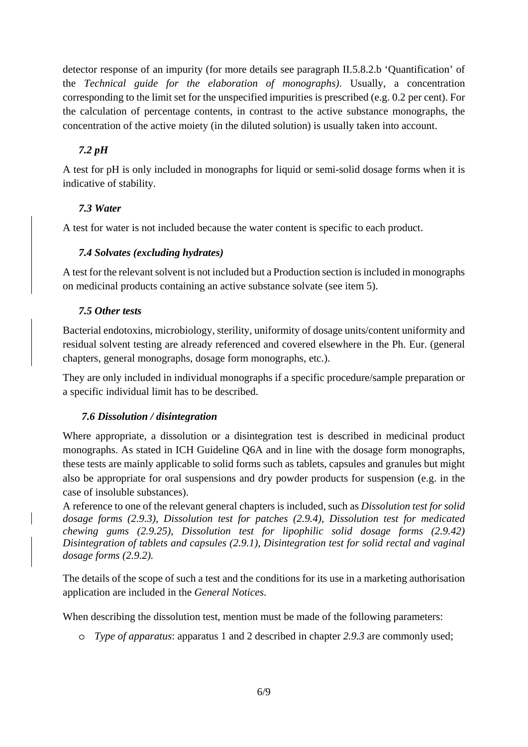detector response of an impurity (for more details see paragraph II.5.8.2.b 'Quantification' of the *Technical guide for the elaboration of monographs)*. Usually, a concentration corresponding to the limit set for the unspecified impurities is prescribed (e.g. 0.2 per cent). For the calculation of percentage contents, in contrast to the active substance monographs, the concentration of the active moiety (in the diluted solution) is usually taken into account.

### *7.2 pH*

A test for pH is only included in monographs for liquid or semi-solid dosage forms when it is indicative of stability.

### *7.3 Water*

A test for water is not included because the water content is specific to each product.

### *7.4 Solvates (excluding hydrates)*

A test for the relevant solvent is not included but a Production section is included in monographs on medicinal products containing an active substance solvate (see item 5).

### *7.5 Other tests*

Bacterial endotoxins, microbiology, sterility, uniformity of dosage units/content uniformity and residual solvent testing are already referenced and covered elsewhere in the Ph. Eur. (general chapters, general monographs, dosage form monographs, etc.).

They are only included in individual monographs if a specific procedure/sample preparation or a specific individual limit has to be described.

### *7.6 Dissolution / disintegration*

Where appropriate, a dissolution or a disintegration test is described in medicinal product monographs. As stated in ICH Guideline Q6A and in line with the dosage form monographs, these tests are mainly applicable to solid forms such as tablets, capsules and granules but might also be appropriate for oral suspensions and dry powder products for suspension (e.g. in the case of insoluble substances).

A reference to one of the relevant general chapters is included, such as *Dissolution test for solid dosage forms (2.9.3), Dissolution test for patches (2.9.4), Dissolution test for medicated chewing gums (2.9.25), Dissolution test for lipophilic solid dosage forms (2.9.42) Disintegration of tablets and capsules (2.9.1), Disintegration test for solid rectal and vaginal dosage forms (2.9.2).*

The details of the scope of such a test and the conditions for its use in a marketing authorisation application are included in the *General Notices*.

When describing the dissolution test, mention must be made of the following parameters:

- *Type of apparatus*: apparatus 1 and 2 described in chapter *2.9.3* are commonly used;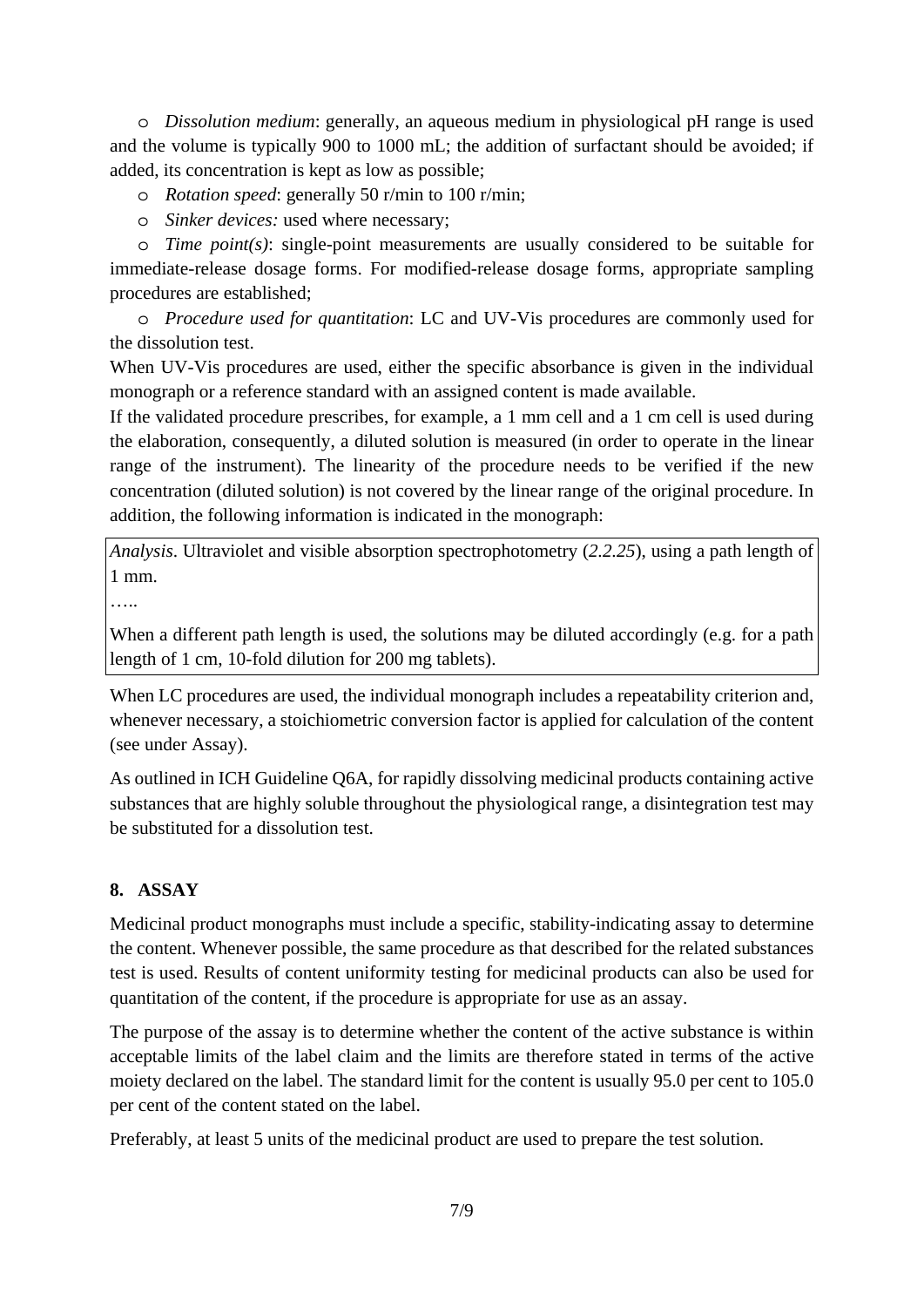- *Dissolution medium*: generally, an aqueous medium in physiological pH range is used and the volume is typically 900 to 1000 mL; the addition of surfactant should be avoided; if added, its concentration is kept as low as possible;
- *Rotation speed*: generally 50 r/min to 100 r/min;
- *Sinker devices:* used where necessary;
- *Time point(s)*: single-point measurements are usually considered to be suitable for immediate-release dosage forms. For modified-release dosage forms, appropriate sampling procedures are established;
- *Procedure used for quantitation*: LC and UV-Vis procedures are commonly used for the dissolution test.

When UV-Vis procedures are used, either the specific absorbance is given in the individual monograph or a reference standard with an assigned content is made available.

If the validated procedure prescribes, for example, a 1 mm cell and a 1 cm cell is used during the elaboration, consequently, a diluted solution is measured (in order to operate in the linear range of the instrument). The linearity of the procedure needs to be verified if the new concentration (diluted solution) is not covered by the linear range of the original procedure. In addition, the following information is indicated in the monograph:

> *Analysis*. Ultraviolet and visible absorption spectrophotometry (*2.2.25*), using a path length of 1 mm.
>
> …..
>
> When a different path length is used, the solutions may be diluted accordingly (e.g. for a path length of 1 cm, 10-fold dilution for 200 mg tablets).

When LC procedures are used, the individual monograph includes a repeatability criterion and, whenever necessary, a stoichiometric conversion factor is applied for calculation of the content (see under Assay).

As outlined in ICH Guideline Q6A, for rapidly dissolving medicinal products containing active substances that are highly soluble throughout the physiological range, a disintegration test may be substituted for a dissolution test.

## 8. ASSAY

Medicinal product monographs must include a specific, stability-indicating assay to determine the content. Whenever possible, the same procedure as that described for the related substances test is used. Results of content uniformity testing for medicinal products can also be used for quantitation of the content, if the procedure is appropriate for use as an assay.

The purpose of the assay is to determine whether the content of the active substance is within acceptable limits of the label claim and the limits are therefore stated in terms of the active moiety declared on the label. The standard limit for the content is usually 95.0 per cent to 105.0 per cent of the content stated on the label.

Preferably, at least 5 units of the medicinal product are used to prepare the test solution.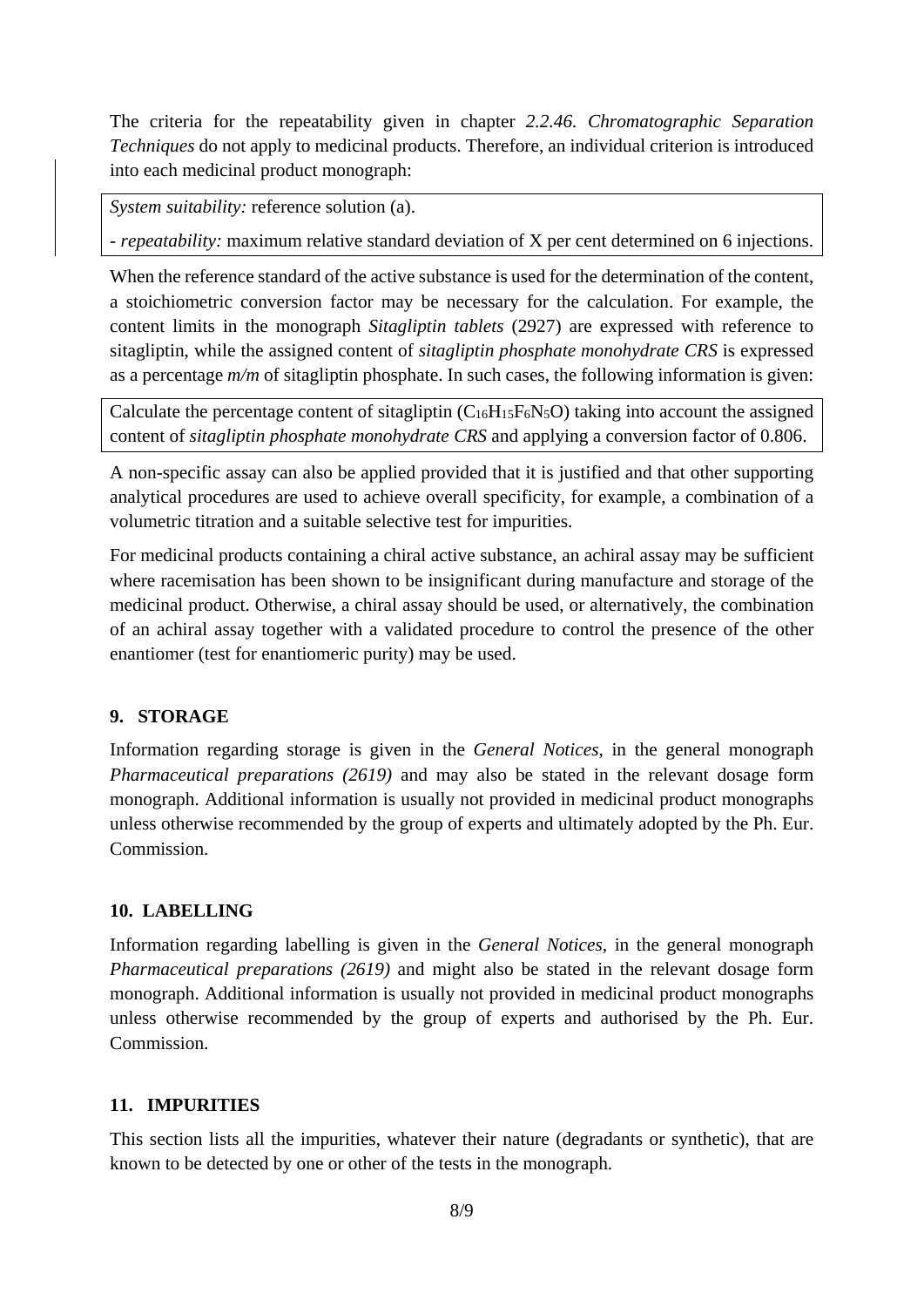The criteria for the repeatability given in chapter *2.2.46. Chromatographic Separation Techniques* do not apply to medicinal products. Therefore, an individual criterion is introduced into each medicinal product monograph:

> *System suitability:* reference solution (a).
>
> - *repeatability:* maximum relative standard deviation of X per cent determined on 6 injections.

When the reference standard of the active substance is used for the determination of the content, a stoichiometric conversion factor may be necessary for the calculation. For example, the content limits in the monograph *Sitagliptin tablets* (2927) are expressed with reference to sitagliptin, while the assigned content of *sitagliptin phosphate monohydrate CRS* is expressed as a percentage *m/m* of sitagliptin phosphate. In such cases, the following information is given:

> Calculate the percentage content of sitagliptin ($C_{16}H_{15}F_6N_5O$) taking into account the assigned content of *sitagliptin phosphate monohydrate CRS* and applying a conversion factor of 0.806.

A non-specific assay can also be applied provided that it is justified and that other supporting analytical procedures are used to achieve overall specificity, for example, a combination of a volumetric titration and a suitable selective test for impurities.

For medicinal products containing a chiral active substance, an achiral assay may be sufficient where racemisation has been shown to be insignificant during manufacture and storage of the medicinal product. Otherwise, a chiral assay should be used, or alternatively, the combination of an achiral assay together with a validated procedure to control the presence of the other enantiomer (test for enantiomeric purity) may be used.

## 9. STORAGE

Information regarding storage is given in the *General Notices*, in the general monograph *Pharmaceutical preparations (2619)* and may also be stated in the relevant dosage form monograph. Additional information is usually not provided in medicinal product monographs unless otherwise recommended by the group of experts and ultimately adopted by the Ph. Eur. Commission.

## 10. LABELLING

Information regarding labelling is given in the *General Notices*, in the general monograph *Pharmaceutical preparations (2619)* and might also be stated in the relevant dosage form monograph. Additional information is usually not provided in medicinal product monographs unless otherwise recommended by the group of experts and authorised by the Ph. Eur. Commission.

## 11. IMPURITIES

This section lists all the impurities, whatever their nature (degradants or synthetic), that are known to be detected by one or other of the tests in the monograph.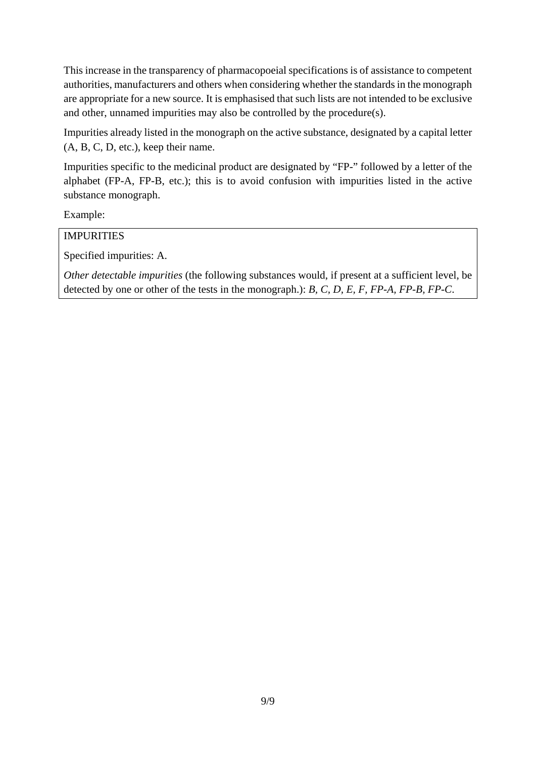This increase in the transparency of pharmacopoeial specifications is of assistance to competent authorities, manufacturers and others when considering whether the standards in the monograph are appropriate for a new source. It is emphasised that such lists are not intended to be exclusive and other, unnamed impurities may also be controlled by the procedure(s).

Impurities already listed in the monograph on the active substance, designated by a capital letter (A, B, C, D, etc.), keep their name.

Impurities specific to the medicinal product are designated by "FP-" followed by a letter of the alphabet (FP-A, FP-B, etc.); this is to avoid confusion with impurities listed in the active substance monograph.

Example:

> IMPURITIES
>
> Specified impurities: A.
>
> *Other detectable impurities* (the following substances would, if present at a sufficient level, be detected by one or other of the tests in the monograph.): *B, C, D, E, F, FP-A, FP-B, FP-C*.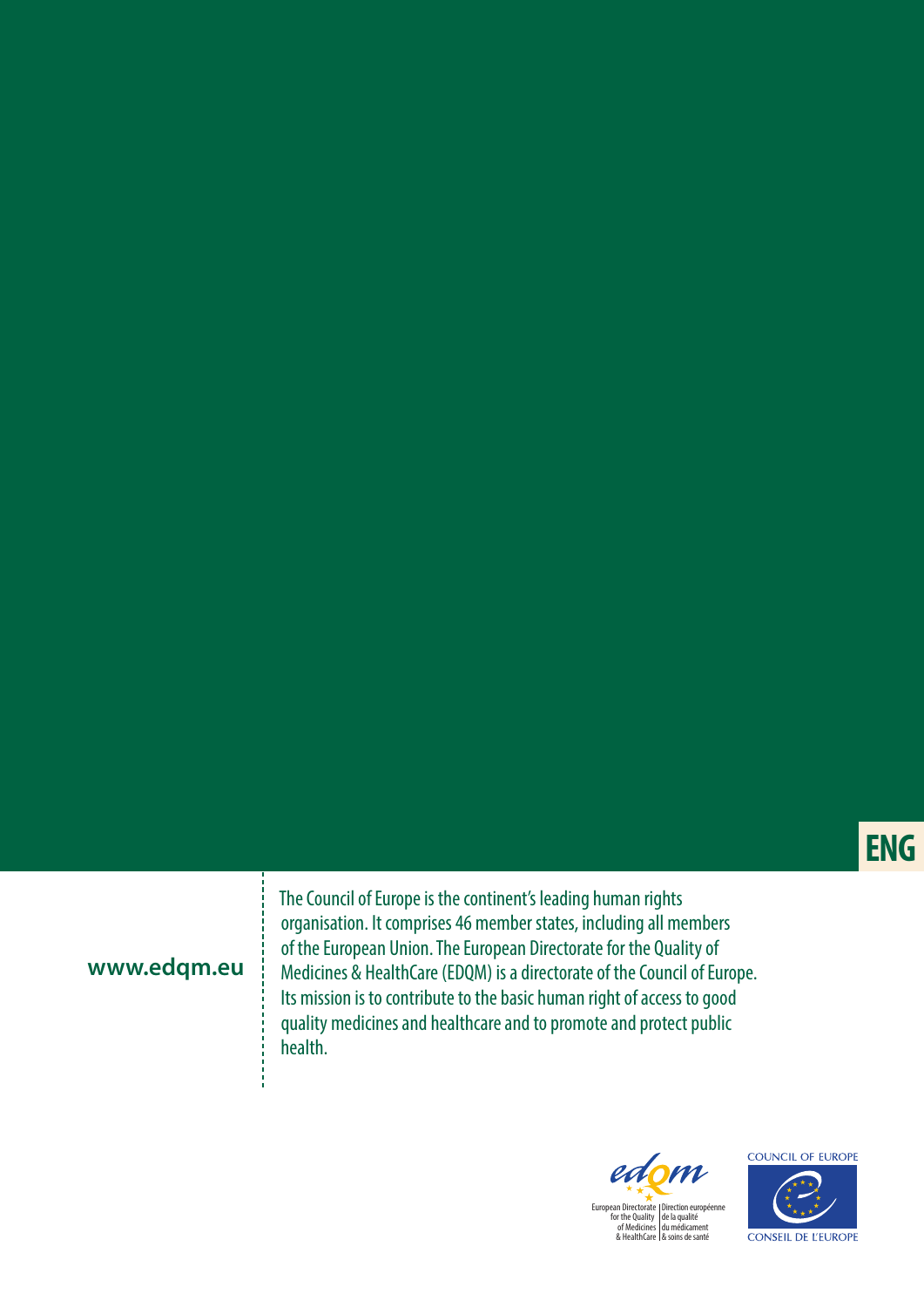ENG

www.edqm.eu

The Council of Europe is the continent's leading human rights organisation. It comprises 46 member states, including all members of the European Union. The European Directorate for the Quality of Medicines & HealthCare (EDQM) is a directorate of the Council of Europe. Its mission is to contribute to the basic human right of access to good quality medicines and healthcare and to promote and protect public health.

European Directorate for the Quality of Medicines & HealthCare | Direction européenne de la qualité du médicament & soins de santé

COUNCIL OF EUROPE

CONSEIL DE L'EUROPE